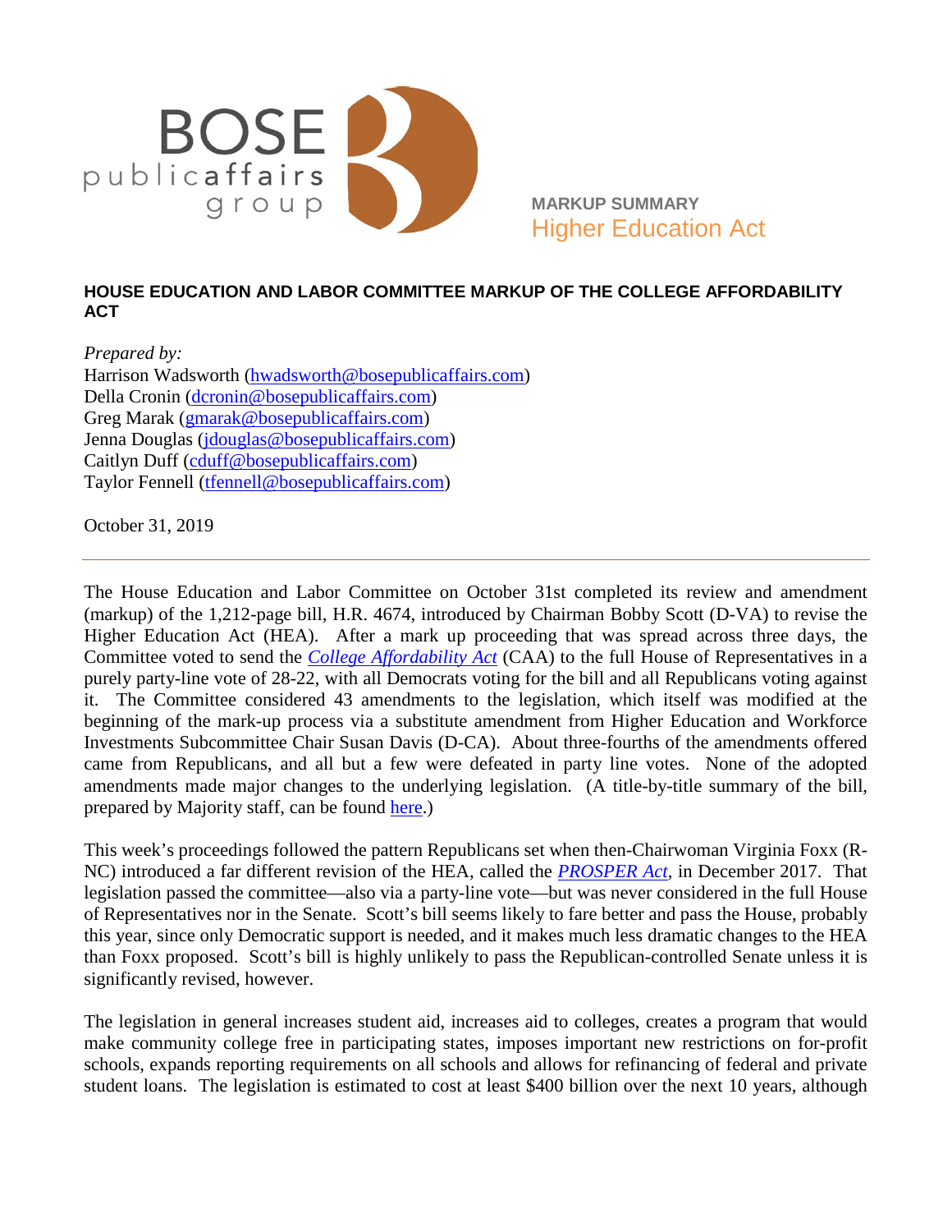BOSE public affairs group

MARKUP SUMMARY
Higher Education Act

## HOUSE EDUCATION AND LABOR COMMITTEE MARKUP OF THE COLLEGE AFFORDABILITY ACT

*Prepared by:*
Harrison Wadsworth (hwadsworth@bosepublicaffairs.com)
Della Cronin (dcronin@bosepublicaffairs.com)
Greg Marak (gmarak@bosepublicaffairs.com)
Jenna Douglas (jdouglas@bosepublicaffairs.com)
Caitlyn Duff (cduff@bosepublicaffairs.com)
Taylor Fennell (tfennell@bosepublicaffairs.com)

October 31, 2019

---

The House Education and Labor Committee on October 31st completed its review and amendment (markup) of the 1,212-page bill, H.R. 4674, introduced by Chairman Bobby Scott (D-VA) to revise the Higher Education Act (HEA). After a mark up proceeding that was spread across three days, the Committee voted to send the *College Affordability Act* (CAA) to the full House of Representatives in a purely party-line vote of 28-22, with all Democrats voting for the bill and all Republicans voting against it. The Committee considered 43 amendments to the legislation, which itself was modified at the beginning of the mark-up process via a substitute amendment from Higher Education and Workforce Investments Subcommittee Chair Susan Davis (D-CA). About three-fourths of the amendments offered came from Republicans, and all but a few were defeated in party line votes. None of the adopted amendments made major changes to the underlying legislation. (A title-by-title summary of the bill, prepared by Majority staff, can be found here.)

This week's proceedings followed the pattern Republicans set when then-Chairwoman Virginia Foxx (R-NC) introduced a far different revision of the HEA, called the *PROSPER Act*, in December 2017. That legislation passed the committee—also via a party-line vote—but was never considered in the full House of Representatives nor in the Senate. Scott's bill seems likely to fare better and pass the House, probably this year, since only Democratic support is needed, and it makes much less dramatic changes to the HEA than Foxx proposed. Scott's bill is highly unlikely to pass the Republican-controlled Senate unless it is significantly revised, however.

The legislation in general increases student aid, increases aid to colleges, creates a program that would make community college free in participating states, imposes important new restrictions on for-profit schools, expands reporting requirements on all schools and allows for refinancing of federal and private student loans. The legislation is estimated to cost at least $400 billion over the next 10 years, although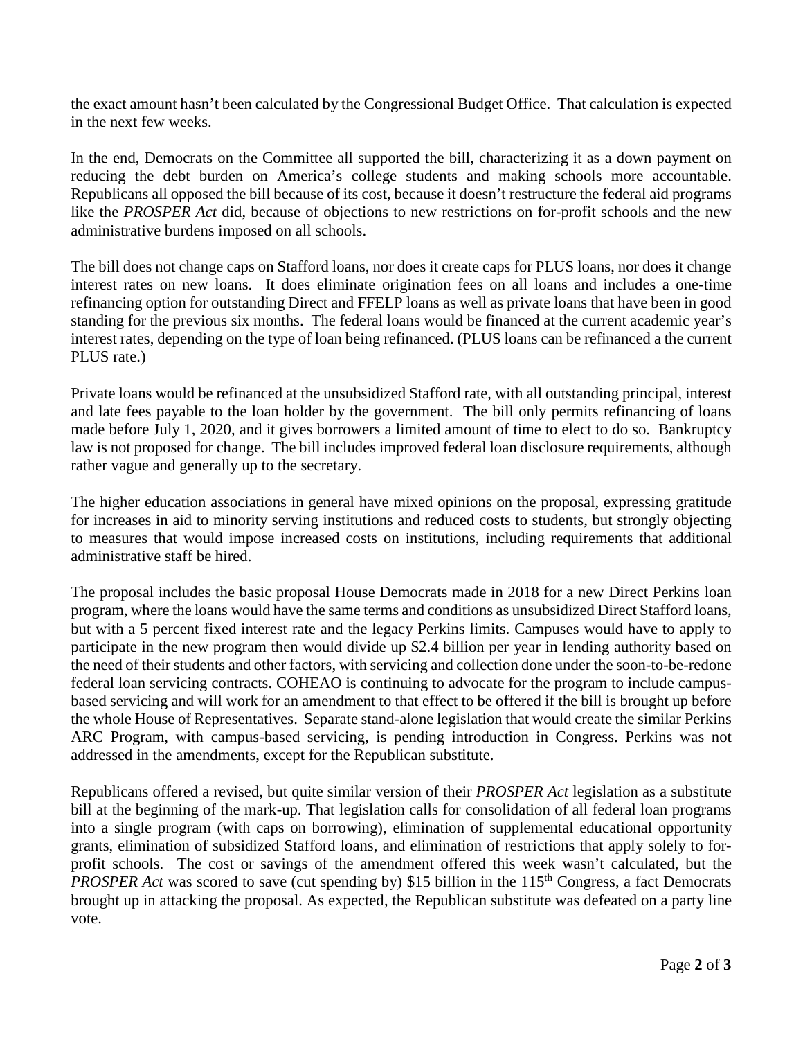the exact amount hasn't been calculated by the Congressional Budget Office. That calculation is expected in the next few weeks.

In the end, Democrats on the Committee all supported the bill, characterizing it as a down payment on reducing the debt burden on America's college students and making schools more accountable. Republicans all opposed the bill because of its cost, because it doesn't restructure the federal aid programs like the *PROSPER Act* did, because of objections to new restrictions on for-profit schools and the new administrative burdens imposed on all schools.

The bill does not change caps on Stafford loans, nor does it create caps for PLUS loans, nor does it change interest rates on new loans. It does eliminate origination fees on all loans and includes a one-time refinancing option for outstanding Direct and FFELP loans as well as private loans that have been in good standing for the previous six months. The federal loans would be financed at the current academic year's interest rates, depending on the type of loan being refinanced. (PLUS loans can be refinanced a the current PLUS rate.)

Private loans would be refinanced at the unsubsidized Stafford rate, with all outstanding principal, interest and late fees payable to the loan holder by the government. The bill only permits refinancing of loans made before July 1, 2020, and it gives borrowers a limited amount of time to elect to do so. Bankruptcy law is not proposed for change. The bill includes improved federal loan disclosure requirements, although rather vague and generally up to the secretary.

The higher education associations in general have mixed opinions on the proposal, expressing gratitude for increases in aid to minority serving institutions and reduced costs to students, but strongly objecting to measures that would impose increased costs on institutions, including requirements that additional administrative staff be hired.

The proposal includes the basic proposal House Democrats made in 2018 for a new Direct Perkins loan program, where the loans would have the same terms and conditions as unsubsidized Direct Stafford loans, but with a 5 percent fixed interest rate and the legacy Perkins limits. Campuses would have to apply to participate in the new program then would divide up $2.4 billion per year in lending authority based on the need of their students and other factors, with servicing and collection done under the soon-to-be-redone federal loan servicing contracts. COHEAO is continuing to advocate for the program to include campus-based servicing and will work for an amendment to that effect to be offered if the bill is brought up before the whole House of Representatives. Separate stand-alone legislation that would create the similar Perkins ARC Program, with campus-based servicing, is pending introduction in Congress. Perkins was not addressed in the amendments, except for the Republican substitute.

Republicans offered a revised, but quite similar version of their *PROSPER Act* legislation as a substitute bill at the beginning of the mark-up. That legislation calls for consolidation of all federal loan programs into a single program (with caps on borrowing), elimination of supplemental educational opportunity grants, elimination of subsidized Stafford loans, and elimination of restrictions that apply solely to for-profit schools. The cost or savings of the amendment offered this week wasn't calculated, but the *PROSPER Act* was scored to save (cut spending by) $15 billion in the 115th Congress, a fact Democrats brought up in attacking the proposal. As expected, the Republican substitute was defeated on a party line vote.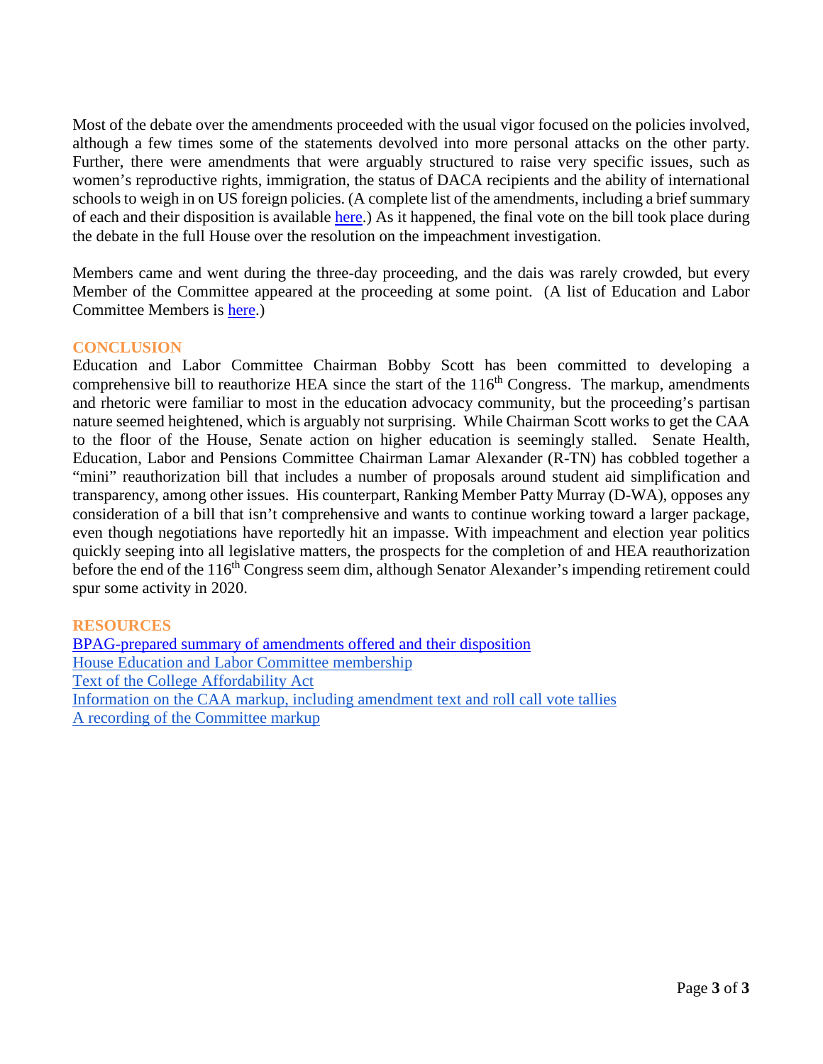Most of the debate over the amendments proceeded with the usual vigor focused on the policies involved, although a few times some of the statements devolved into more personal attacks on the other party. Further, there were amendments that were arguably structured to raise very specific issues, such as women's reproductive rights, immigration, the status of DACA recipients and the ability of international schools to weigh in on US foreign policies. (A complete list of the amendments, including a brief summary of each and their disposition is available here.) As it happened, the final vote on the bill took place during the debate in the full House over the resolution on the impeachment investigation.

Members came and went during the three-day proceeding, and the dais was rarely crowded, but every Member of the Committee appeared at the proceeding at some point. (A list of Education and Labor Committee Members is here.)

## CONCLUSION

Education and Labor Committee Chairman Bobby Scott has been committed to developing a comprehensive bill to reauthorize HEA since the start of the 116th Congress. The markup, amendments and rhetoric were familiar to most in the education advocacy community, but the proceeding's partisan nature seemed heightened, which is arguably not surprising. While Chairman Scott works to get the CAA to the floor of the House, Senate action on higher education is seemingly stalled. Senate Health, Education, Labor and Pensions Committee Chairman Lamar Alexander (R-TN) has cobbled together a "mini" reauthorization bill that includes a number of proposals around student aid simplification and transparency, among other issues. His counterpart, Ranking Member Patty Murray (D-WA), opposes any consideration of a bill that isn't comprehensive and wants to continue working toward a larger package, even though negotiations have reportedly hit an impasse. With impeachment and election year politics quickly seeping into all legislative matters, the prospects for the completion of and HEA reauthorization before the end of the 116th Congress seem dim, although Senator Alexander's impending retirement could spur some activity in 2020.

## RESOURCES

BPAG-prepared summary of amendments offered and their disposition
House Education and Labor Committee membership
Text of the College Affordability Act
Information on the CAA markup, including amendment text and roll call vote tallies
A recording of the Committee markup